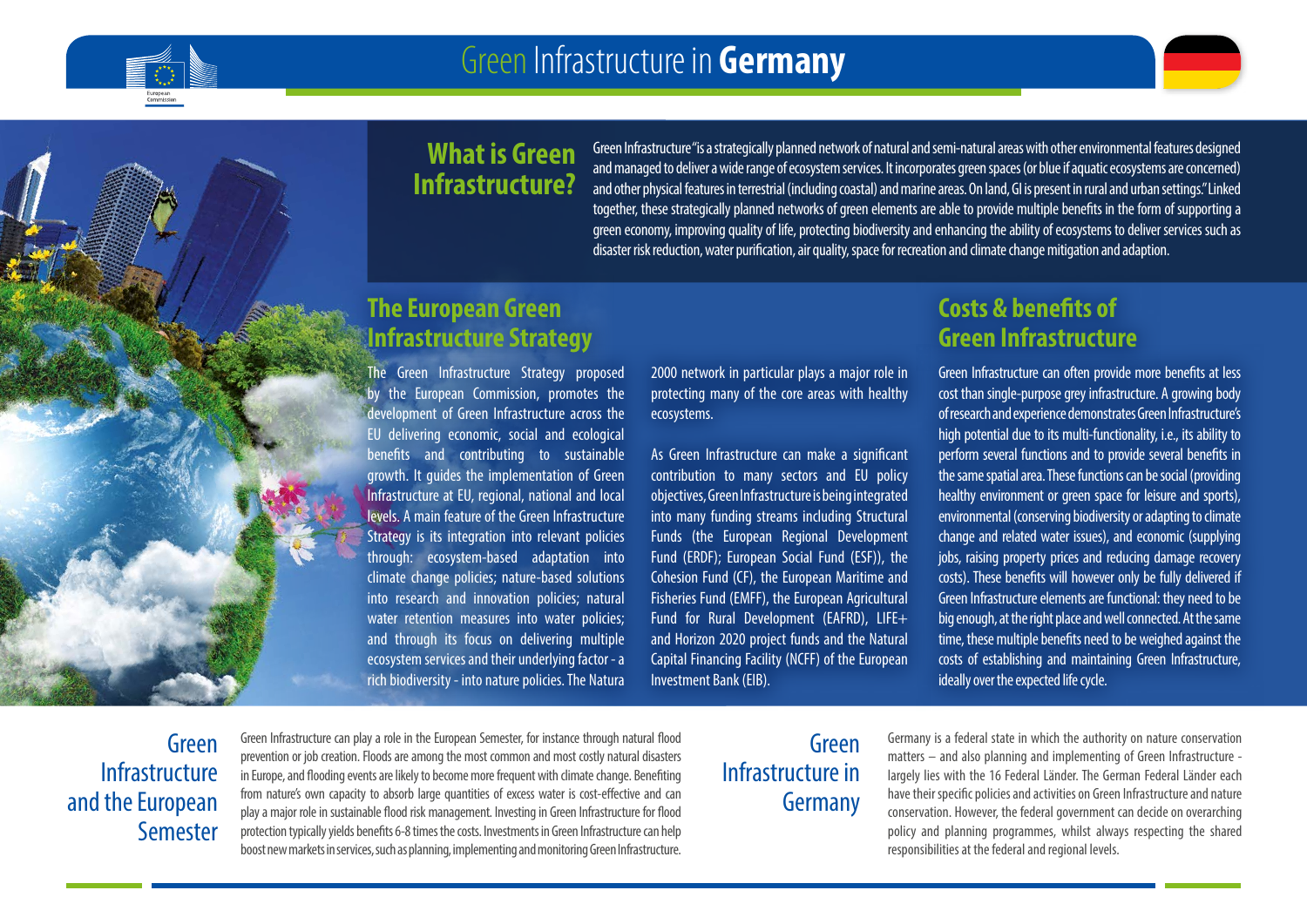# Green Infrastructure in **Germany**

## What is Green Infrastructure?

Green Infrastructure "is a strategically planned network of natural and semi-natural areas with other environmental features designed and managed to deliver a wide range of ecosystem services. It incorporates green spaces (or blue if aquatic ecosystems are concerned) and other physical features in terrestrial (including coastal) and marine areas. On land, GI is present in rural and urban settings." Linked together, these strategically planned networks of green elements are able to provide multiple benefits in the form of supporting a green economy, improving quality of life, protecting biodiversity and enhancing the ability of ecosystems to deliver services such as disaster risk reduction, water purification, air quality, space for recreation and climate change mitigation and adaption.

## The European Green Infrastructure Strategy

The Green Infrastructure Strategy proposed by the European Commission, promotes the development of Green Infrastructure across the EU delivering economic, social and ecological benefits and contributing to sustainable growth. It guides the implementation of Green Infrastructure at EU, regional, national and local levels. A main feature of the Green Infrastructure Strategy is its integration into relevant policies through: ecosystem-based adaptation into climate change policies; nature-based solutions into research and innovation policies; natural water retention measures into water policies; and through its focus on delivering multiple ecosystem services and their underlying factor - a rich biodiversity - into nature policies. The Natura 2000 network in particular plays a major role in protecting many of the core areas with healthy ecosystems.

As Green Infrastructure can make a significant contribution to many sectors and EU policy objectives, Green Infrastructure is being integrated into many funding streams including Structural Funds (the European Regional Development Fund (ERDF); European Social Fund (ESF)), the Cohesion Fund (CF), the European Maritime and Fisheries Fund (EMFF), the European Agricultural Fund for Rural Development (EAFRD), LIFE+ and Horizon 2020 project funds and the Natural Capital Financing Facility (NCFF) of the European Investment Bank (EIB).

## Costs & benefits of Green Infrastructure

Green Infrastructure can often provide more benefits at less cost than single-purpose grey infrastructure. A growing body of research and experience demonstrates Green Infrastructure's high potential due to its multi-functionality, i.e., its ability to perform several functions and to provide several benefits in the same spatial area. These functions can be social (providing healthy environment or green space for leisure and sports), environmental (conserving biodiversity or adapting to climate change and related water issues), and economic (supplying jobs, raising property prices and reducing damage recovery costs). These benefits will however only be fully delivered if Green Infrastructure elements are functional: they need to be big enough, at the right place and well connected. At the same time, these multiple benefits need to be weighed against the costs of establishing and maintaining Green Infrastructure, ideally over the expected life cycle.

## Green Infrastructure and the European Semester

Green Infrastructure can play a role in the European Semester, for instance through natural flood prevention or job creation. Floods are among the most common and most costly natural disasters in Europe, and flooding events are likely to become more frequent with climate change. Benefiting from nature's own capacity to absorb large quantities of excess water is cost-effective and can play a major role in sustainable flood risk management. Investing in Green Infrastructure for flood protection typically yields benefits 6-8 times the costs. Investments in Green Infrastructure can help boost new markets in services, such as planning, implementing and monitoring Green Infrastructure.

## Green Infrastructure in Germany

Germany is a federal state in which the authority on nature conservation matters – and also planning and implementing of Green Infrastructure - largely lies with the 16 Federal Länder. The German Federal Länder each have their specific policies and activities on Green Infrastructure and nature conservation. However, the federal government can decide on overarching policy and planning programmes, whilst always respecting the shared responsibilities at the federal and regional levels.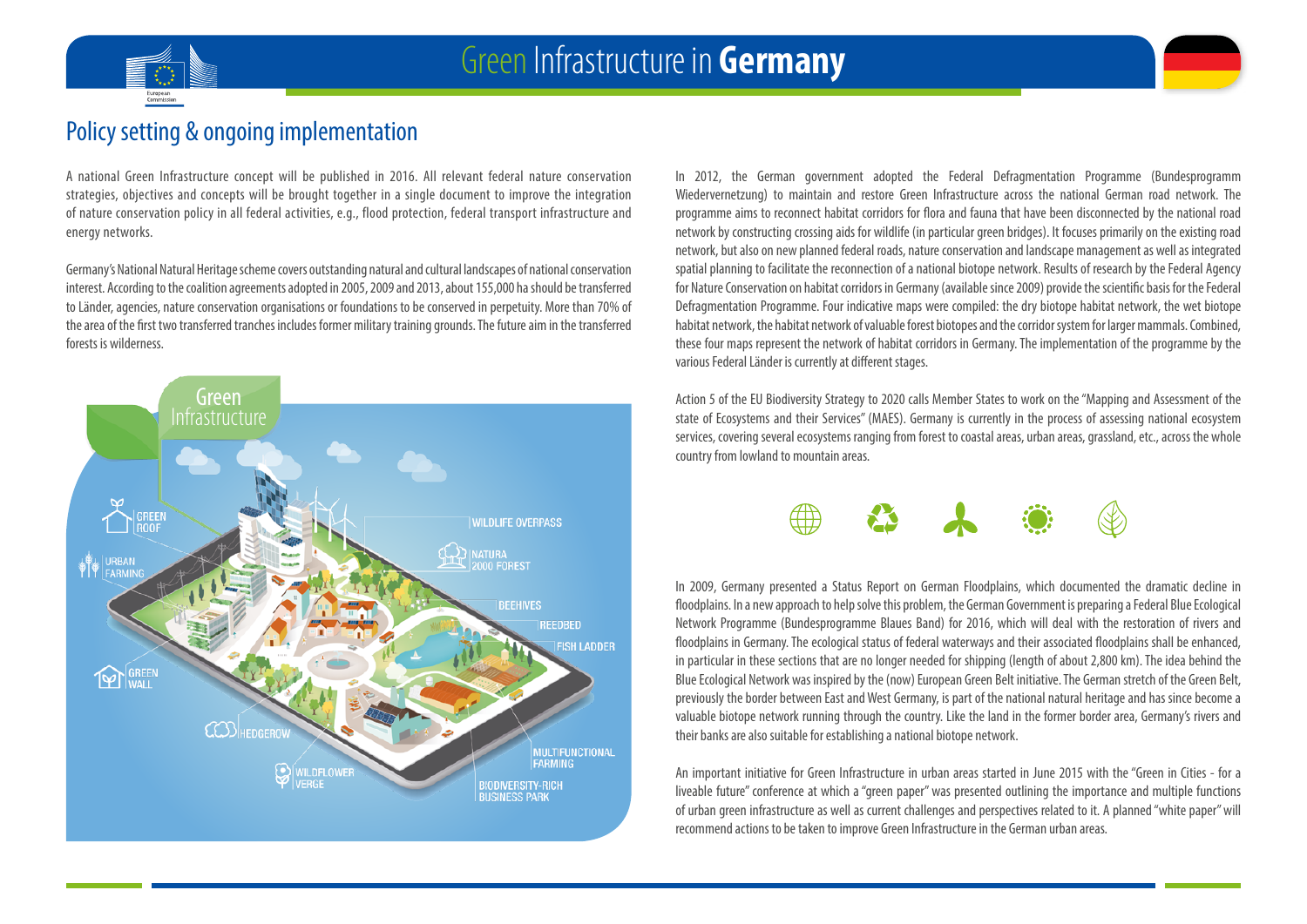# Green Infrastructure in Germany

## Policy setting & ongoing implementation

A national Green Infrastructure concept will be published in 2016. All relevant federal nature conservation strategies, objectives and concepts will be brought together in a single document to improve the integration of nature conservation policy in all federal activities, e.g., flood protection, federal transport infrastructure and energy networks.

Germany's National Natural Heritage scheme covers outstanding natural and cultural landscapes of national conservation interest. According to the coalition agreements adopted in 2005, 2009 and 2013, about 155,000 ha should be transferred to Länder, agencies, nature conservation organisations or foundations to be conserved in perpetuity. More than 70% of the area of the first two transferred tranches includes former military training grounds. The future aim in the transferred forests is wilderness.

In 2012, the German government adopted the Federal Defragmentation Programme (Bundesprogramm Wiedervernetzung) to maintain and restore Green Infrastructure across the national German road network. The programme aims to reconnect habitat corridors for flora and fauna that have been disconnected by the national road network by constructing crossing aids for wildlife (in particular green bridges). It focuses primarily on the existing road network, but also on new planned federal roads, nature conservation and landscape management as well as integrated spatial planning to facilitate the reconnection of a national biotope network. Results of research by the Federal Agency for Nature Conservation on habitat corridors in Germany (available since 2009) provide the scientific basis for the Federal Defragmentation Programme. Four indicative maps were compiled: the dry biotope habitat network, the wet biotope habitat network, the habitat network of valuable forest biotopes and the corridor system for larger mammals. Combined, these four maps represent the network of habitat corridors in Germany. The implementation of the programme by the various Federal Länder is currently at different stages.

Action 5 of the EU Biodiversity Strategy to 2020 calls Member States to work on the "Mapping and Assessment of the state of Ecosystems and their Services" (MAES). Germany is currently in the process of assessing national ecosystem services, covering several ecosystems ranging from forest to coastal areas, urban areas, grassland, etc., across the whole country from lowland to mountain areas.

In 2009, Germany presented a Status Report on German Floodplains, which documented the dramatic decline in floodplains. In a new approach to help solve this problem, the German Government is preparing a Federal Blue Ecological Network Programme (Bundesprogramme Blaues Band) for 2016, which will deal with the restoration of rivers and floodplains in Germany. The ecological status of federal waterways and their associated floodplains shall be enhanced, in particular in these sections that are no longer needed for shipping (length of about 2,800 km). The idea behind the Blue Ecological Network was inspired by the (now) European Green Belt initiative. The German stretch of the Green Belt, previously the border between East and West Germany, is part of the national natural heritage and has since become a valuable biotope network running through the country. Like the land in the former border area, Germany's rivers and their banks are also suitable for establishing a national biotope network.

An important initiative for Green Infrastructure in urban areas started in June 2015 with the "Green in Cities - for a liveable future" conference at which a "green paper" was presented outlining the importance and multiple functions of urban green infrastructure as well as current challenges and perspectives related to it. A planned "white paper" will recommend actions to be taken to improve Green Infrastructure in the German urban areas.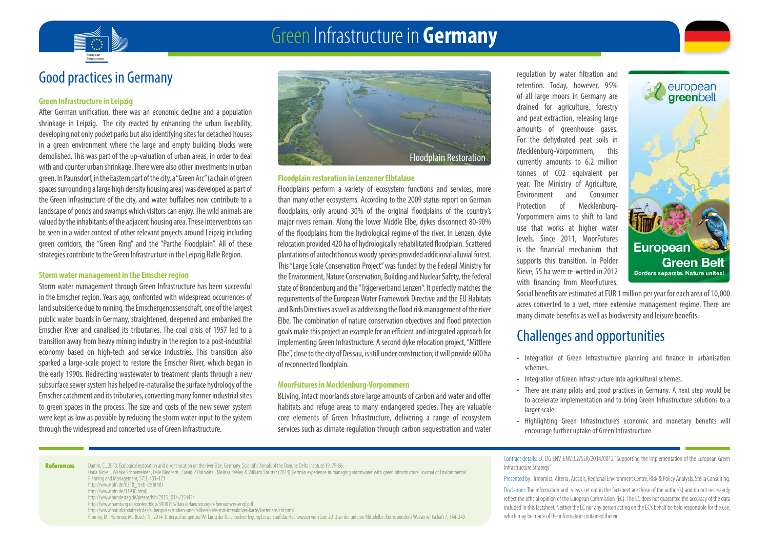# Green Infrastructure in **Germany**

## Good practices in Germany

### Green Infrastructure in Leipzig

After German unification, there was an economic decline and a population shrinkage in Leipzig. The city reacted by enhancing the urban liveability, developing not only pocket parks but also identifying sites for detached houses in a green environment where the large and empty building blocks were demolished. This was part of the up-valuation of urban areas, in order to deal with and counter urban shrinkage. There were also other investments in urban green. In Paunsdorf, in the Eastern part of the city, a "Green Arc" (a chain of green spaces surrounding a large high density housing area) was developed as part of the Green Infrastructure of the city, and water buffaloes now contribute to a landscape of ponds and swamps which visitors can enjoy. The wild animals are valued by the inhabitants of the adjacent housing area. These interventions can be seen in a wider context of other relevant projects around Leipzig including green corridors, the "Green Ring" and the "Parthe Floodplain". All of these strategies contribute to the Green Infrastructure in the Leipzig Halle Region.

### Storm water management in the Emscher region

Storm water management through Green Infrastructure has been successful in the Emscher region. Years ago, confronted with widespread occurrences of land subsidence due to mining, the Emschergenossenschaft, one of the largest public water boards in Germany, straightened, deepened and embanked the Emscher River and canalised its tributaries. The coal crisis of 1957 led to a transition away from heavy mining industry in the region to a post-industrial economy based on high-tech and service industries. This transition also sparked a large-scale project to restore the Emscher River, which began in the early 1990s. Redirecting wastewater to treatment plants through a new subsurface sewer system has helped re-naturalise the surface hydrology of the Emscher catchment and its tributaries, converting many former industrial sites to green spaces in the process. The size and costs of the new sewer system were kept as low as possible by reducing the storm water input to the system through the widespread and concerted use of Green Infrastructure.

Floodplain Restoration

### Floodplain restoration in Lenzener Elbtalaue

Floodplains perform a variety of ecosystem functions and services, more than many other ecosystems. According to the 2009 status report on German floodplains, only around 30% of the original floodplains of the country's major rivers remain. Along the lower Middle Elbe, dykes disconnect 80-90% of the floodplains from the hydrological regime of the river. In Lenzen, dyke relocation provided 420 ha of hydrologically rehabilitated floodplain. Scattered plantations of autochthonous woody species provided additional alluvial forest. This "Large Scale Conservation Project" was funded by the Federal Ministry for the Environment, Nature Conservation, Building and Nuclear Safety, the federal state of Brandenburg and the "Trägerverband Lenzen". It perfectly matches the requirements of the European Water Framework Directive and the EU Habitats and Birds Directives as well as addressing the flood risk management of the river Elbe. The combination of nature conservation objectives and flood protection goals make this project an example for an efficient and integrated approach for implementing Green Infrastructure. A second dyke relocation project, "Mittlere Elbe", close to the city of Dessau, is still under construction; it will provide 600 ha of reconnected floodplain.

### MoorFutures in Mecklenburg-Vorpommern

BLiving, intact moorlands store large amounts of carbon and water and offer habitats and refuge areas to many endangered species. They are valuable core elements of Green Infrastructure, delivering a range of ecosystem services such as climate regulation through carbon sequestration and water regulation by water filtration and retention. Today, however, 95% of all large moors in Germany are drained for agriculture, forestry and peat extraction, releasing large amounts of greenhouse gases. For the dehydrated peat soils in Mecklenburg-Vorpommern, this currently amounts to 6.2 million tonnes of CO2 equivalent per year. The Ministry of Agriculture, Environment and Consumer Protection of Mecklenburg-Vorpommern aims to shift to land use that works at higher water levels. Since 2011, MoorFutures is the financial mechanism that supports this transition. In Polder Kieve, 55 ha were re-wetted in 2012 with financing from MoorFutures. Social benefits are estimated at EUR 1 million per year for each area of 10,000 acres converted to a wet, more extensive management regime. There are many climate benefits as well as biodiversity and leisure benefits.

european greenbelt

European Green Belt

Borders separate. Nature unites!

## Challenges and opportunities

- Integration of Green Infrastructure planning and finance in urbanisation schemes.
- Integration of Green Infrastructure into agricultural schemes.
- There are many pilots and good practices in Germany. A next step would be to accelerate implementation and to bring Green Infrastructure solutions to a larger scale.
- Highlighting Green Infrastructure's economic and monetary benefits will encourage further uptake of Green Infrastructure.

**References**

Damm, C., 2013. Ecological restoration and dike relocation on the river Elbe, Germany. Scientific Annals of the Danube Delta Institute 19, 79-86.
Darla Nickel, Wenke Schoenfelder, Dale Medearis, David P. Dolowitz, Melissa Keeley & William Shuster (2014) German experience in managing stormwater with green infrastructure, Journal of Environmental Planning and Management, 57:3, 403-423
http://www.bfn.de/0318_teeb-de.html)
http://www.bfn.de/11930.html]
http://www.bundestag.de/presse/hib/2015_01/-/354424
http://www.hamburg.de/contentblob/3908156/data/erlaeuterungen-freiraumver-engl.pdf
http://www.naturkapitalteeb.de/fallbeispiele/studien-und-fallbeispiele-mit-interaktiver-karte/kartenansicht.html
Promny, M., Hammer, M., Busch, N., 2014. Untersuchungen zur Wirkung der Deichrückverlegung Lenzen auf das Hochwasser vom Juni 2013 an der unteren Mittelelbe. Korrespondenz Wasserwirtschaft 7, 344-349

Contract details: EC DG ENV, ENV.B.2/SER/2014/0012 "Supporting the implementation of the European Green Infrastructure Strategy"

Presented by: Trinomics, Alterra, Arcadis, Regional Environment Centre, Risk & Policy Analysis, Stella Consulting.

Disclaimer: The information and views set out in the factsheet are those of the author(s) and do not necessarily reflect the official opinion of the European Commission (EC). The EC does not guarantee the accuracy of the data included in this factsheet. Neither the EC nor any person acting on the EC's behalf be held responsible for the use, which may be made of the information contained therein.